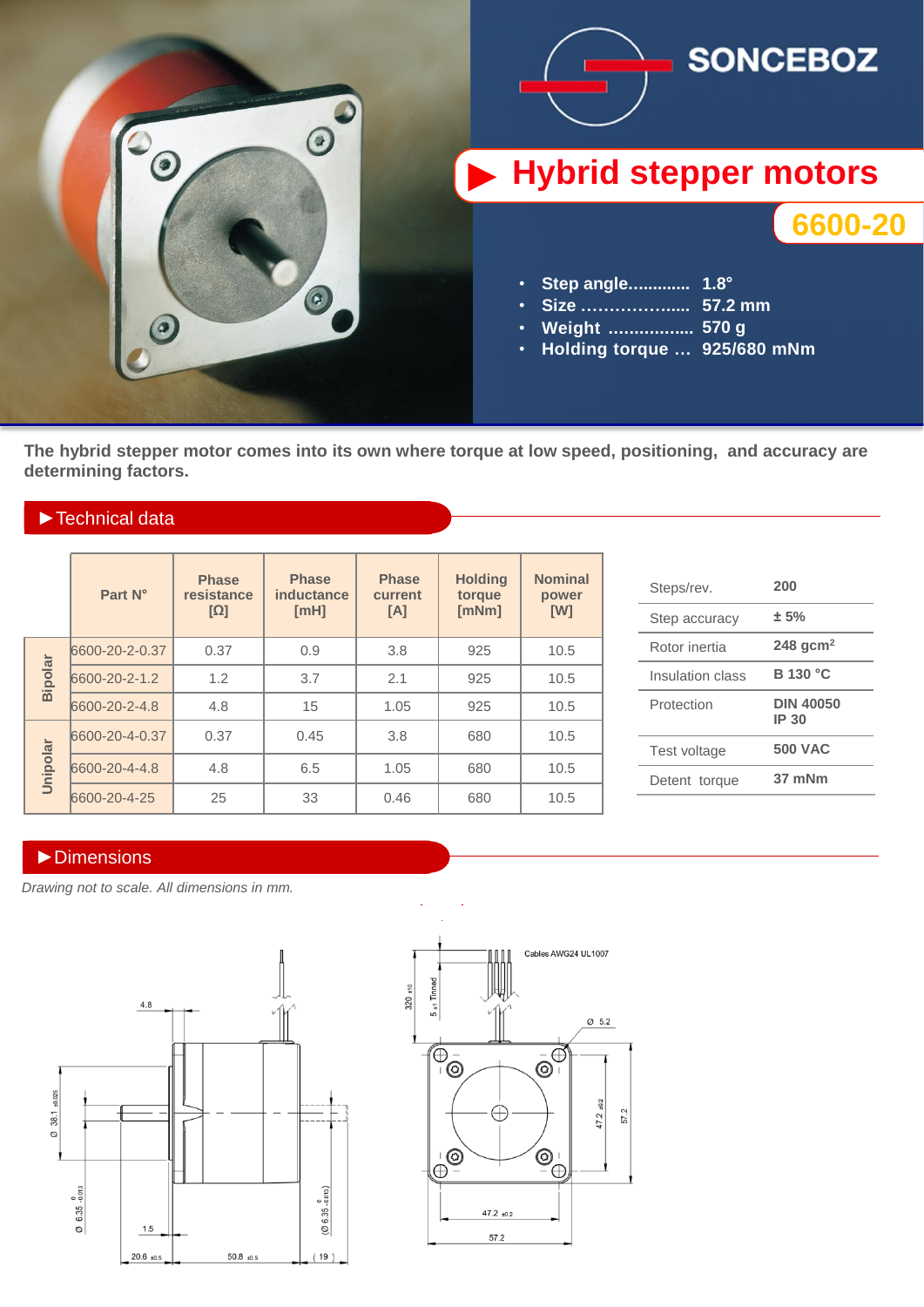SONCEBOZ

# Hybrid stepper motors

## 6600-20

- **Step angle............. 1.8°**
- **Size .................... 57.2 mm**
- **Weight ................. 570 g**
- **Holding torque … 925/680 mNm**

**The hybrid stepper motor comes into its own where torque at low speed, positioning, and accuracy are determining factors.**

## ▶Technical data

| | Part N° | Phase resistance [Ω] | Phase inductance [mH] | Phase current [A] | Holding torque [mNm] | Nominal power [W] |
|---|---|---|---|---|---|---|
| Bipolar | 6600-20-2-0.37 | 0.37 | 0.9 | 3.8 | 925 | 10.5 |
| | 6600-20-2-1.2 | 1.2 | 3.7 | 2.1 | 925 | 10.5 |
| | 6600-20-2-4.8 | 4.8 | 15 | 1.05 | 925 | 10.5 |
| Unipolar | 6600-20-4-0.37 | 0.37 | 0.45 | 3.8 | 680 | 10.5 |
| | 6600-20-4-4.8 | 4.8 | 6.5 | 1.05 | 680 | 10.5 |
| | 6600-20-4-25 | 25 | 33 | 0.46 | 680 | 10.5 |

| | |
|---|---|
| Steps/rev. | **200** |
| Step accuracy | **± 5%** |
| Rotor inertia | **248 gcm²** |
| Insulation class | **B 130 °C** |
| Protection | **DIN 40050 IP 30** |
| Test voltage | **500 VAC** |
| Detent torque | **37 mNm** |

## ▶Dimensions

*Drawing not to scale. All dimensions in mm.*

4.8
Ø 38.1 ±0.025
Ø 6.35 -0.013
1.5
20.6 ±0.5
50.8 ±0.5
(Ø 6.35 -0.013)
( 19 )

Cables AWG24 UL1007
320 ±10
5 ±1 Tinned
Ø 5.2
47.2 ±0.2
57.2
47.2 ±0.2
57.2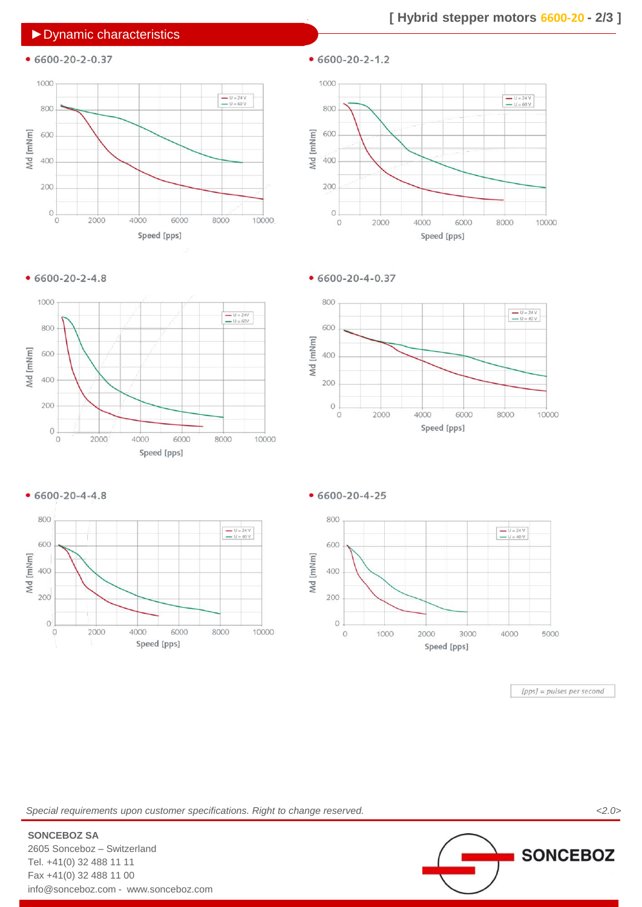## ▶ Dynamic characteristics

- 6600-20-2-0.37

Md [mNm] vs Speed [pps] — U = 24 V, U = 60 V

- 6600-20-2-1.2

Md [mNm] vs Speed [pps] — U = 24 V, U = 60 V

- 6600-20-2-4.8

Md [mNm] vs Speed [pps] — U = 24V, U = 60V

- 6600-20-4-0.37

Md [mNm] vs Speed [pps] — U = 24 V, U = 40 V

- 6600-20-4-4.8

Md [mNm] vs Speed [pps] — U = 24 V, U = 40 V

- 6600-20-4-25

Md [mNm] vs Speed [pps] — U = 24 V, U = 40 V

[pps] = pulses per second

*Special requirements upon customer specifications. Right to change reserved.* <2.0>

**SONCEBOZ SA**
2605 Sonceboz – Switzerland
Tel. +41(0) 32 488 11 11
Fax +41(0) 32 488 11 00
info@sonceboz.com - www.sonceboz.com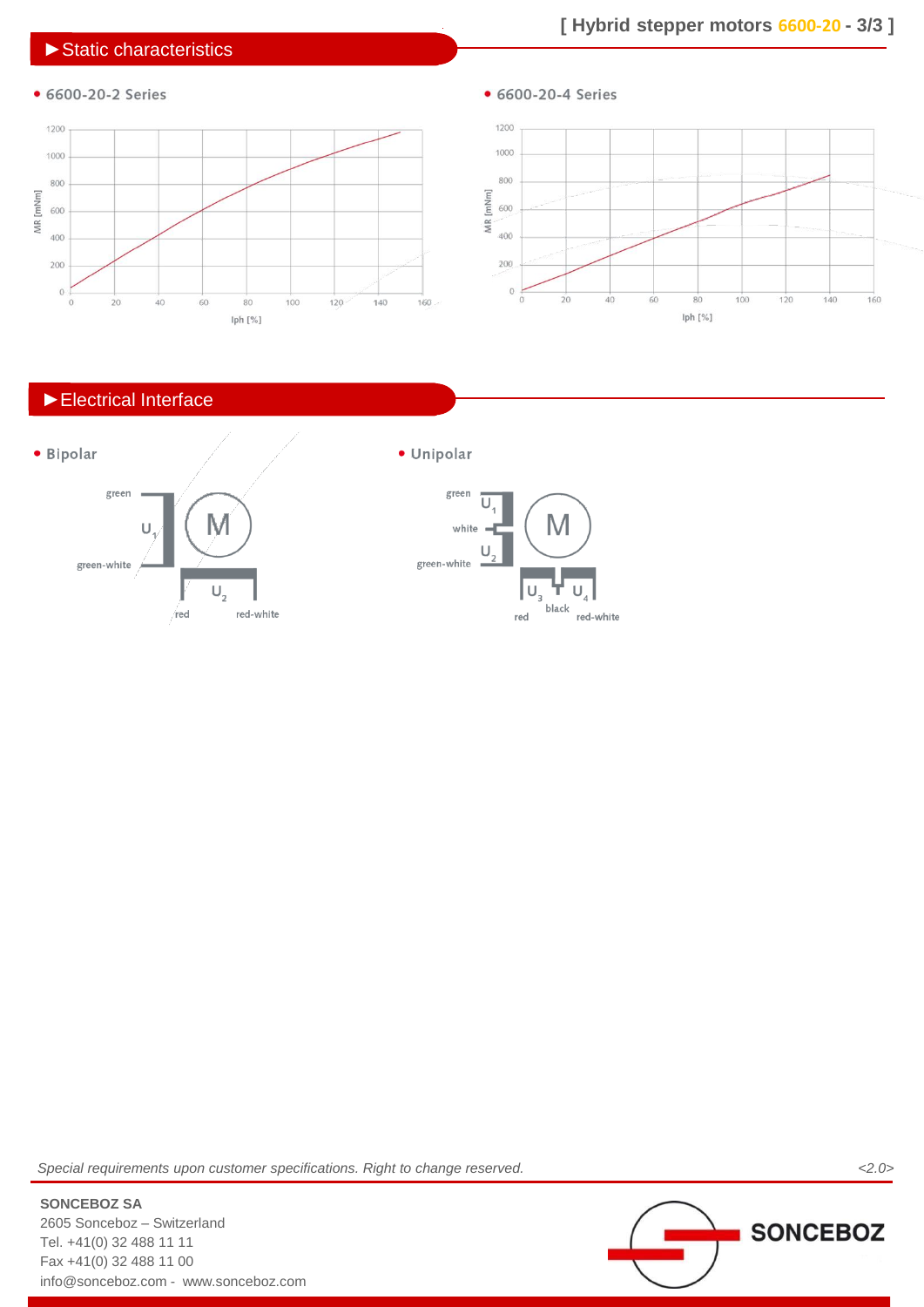## ► Static characteristics

• 6600-20-2 Series

MR [mNm]
1200
1000
800
600
400
200
0
0 20 40 60 80 100 120 140 160
Iph [%]

• 6600-20-4 Series

MR [mNm]
1200
1000
800
600
400
200
0
0 20 40 60 80 100 120 140 160
Iph [%]

## ► Electrical Interface

• Bipolar

green
$U_1$
green-white
M
$U_2$
red
red-white

• Unipolar

green
$U_1$
white
$U_2$
green-white
M
$U_3$
$U_4$
black
red
red-white

*Special requirements upon customer specifications. Right to change reserved.*

<2.0>

**SONCEBOZ SA**
2605 Sonceboz – Switzerland
Tel. +41(0) 32 488 11 11
Fax +41(0) 32 488 11 00
info@sonceboz.com - www.sonceboz.com

SONCEBOZ